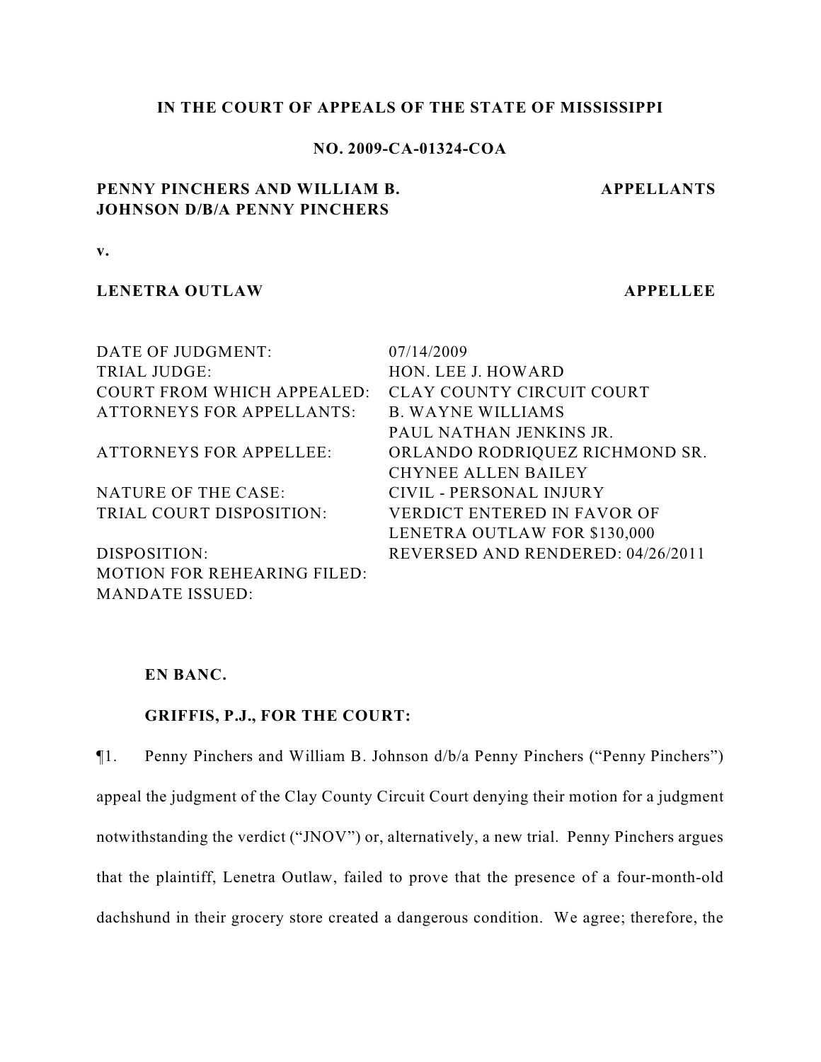**IN THE COURT OF APPEALS OF THE STATE OF MISSISSIPPI**

**NO. 2009-CA-01324-COA**

| | |
|---|---|
| **PENNY PINCHERS AND WILLIAM B. JOHNSON D/B/A PENNY PINCHERS** | **APPELLANTS** |
| **v.** | |
| **LENETRA OUTLAW** | **APPELLEE** |

| | |
|---|---|
| DATE OF JUDGMENT: | 07/14/2009 |
| TRIAL JUDGE: | HON. LEE J. HOWARD |
| COURT FROM WHICH APPEALED: | CLAY COUNTY CIRCUIT COURT |
| ATTORNEYS FOR APPELLANTS: | B. WAYNE WILLIAMS<br>PAUL NATHAN JENKINS JR. |
| ATTORNEYS FOR APPELLEE: | ORLANDO RODRIQUEZ RICHMOND SR.<br>CHYNEE ALLEN BAILEY |
| NATURE OF THE CASE: | CIVIL - PERSONAL INJURY |
| TRIAL COURT DISPOSITION: | VERDICT ENTERED IN FAVOR OF LENETRA OUTLAW FOR $130,000 |
| DISPOSITION: | REVERSED AND RENDERED: 04/26/2011 |
| MOTION FOR REHEARING FILED: | |
| MANDATE ISSUED: | |

**EN BANC.**

**GRIFFIS, P.J., FOR THE COURT:**

¶1. Penny Pinchers and William B. Johnson d/b/a Penny Pinchers ("Penny Pinchers") appeal the judgment of the Clay County Circuit Court denying their motion for a judgment notwithstanding the verdict ("JNOV") or, alternatively, a new trial. Penny Pinchers argues that the plaintiff, Lenetra Outlaw, failed to prove that the presence of a four-month-old dachshund in their grocery store created a dangerous condition. We agree; therefore, the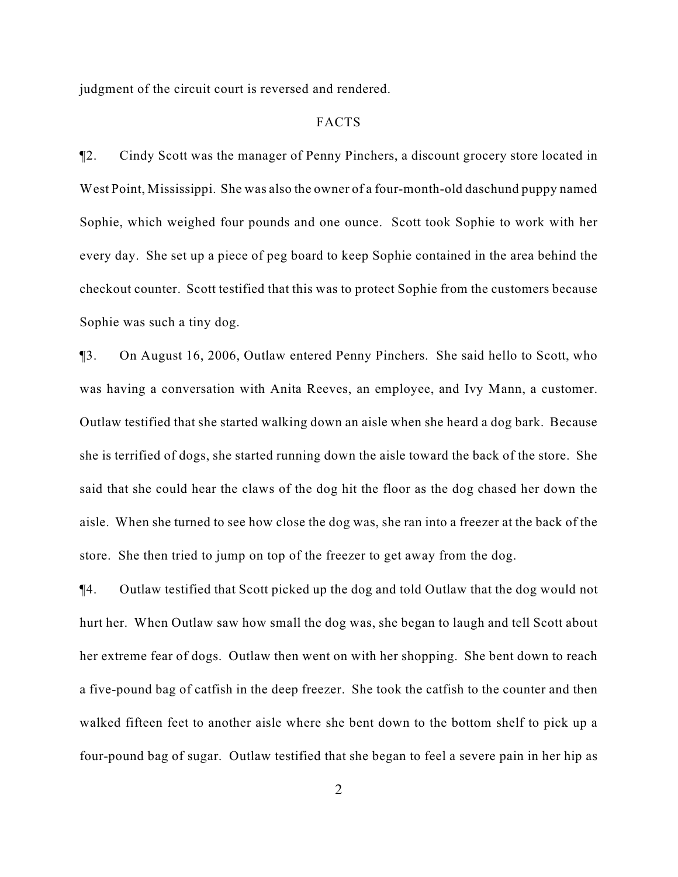judgment of the circuit court is reversed and rendered.

## FACTS

¶2. Cindy Scott was the manager of Penny Pinchers, a discount grocery store located in West Point, Mississippi. She was also the owner of a four-month-old daschund puppy named Sophie, which weighed four pounds and one ounce. Scott took Sophie to work with her every day. She set up a piece of peg board to keep Sophie contained in the area behind the checkout counter. Scott testified that this was to protect Sophie from the customers because Sophie was such a tiny dog.

¶3. On August 16, 2006, Outlaw entered Penny Pinchers. She said hello to Scott, who was having a conversation with Anita Reeves, an employee, and Ivy Mann, a customer. Outlaw testified that she started walking down an aisle when she heard a dog bark. Because she is terrified of dogs, she started running down the aisle toward the back of the store. She said that she could hear the claws of the dog hit the floor as the dog chased her down the aisle. When she turned to see how close the dog was, she ran into a freezer at the back of the store. She then tried to jump on top of the freezer to get away from the dog.

¶4. Outlaw testified that Scott picked up the dog and told Outlaw that the dog would not hurt her. When Outlaw saw how small the dog was, she began to laugh and tell Scott about her extreme fear of dogs. Outlaw then went on with her shopping. She bent down to reach a five-pound bag of catfish in the deep freezer. She took the catfish to the counter and then walked fifteen feet to another aisle where she bent down to the bottom shelf to pick up a four-pound bag of sugar. Outlaw testified that she began to feel a severe pain in her hip as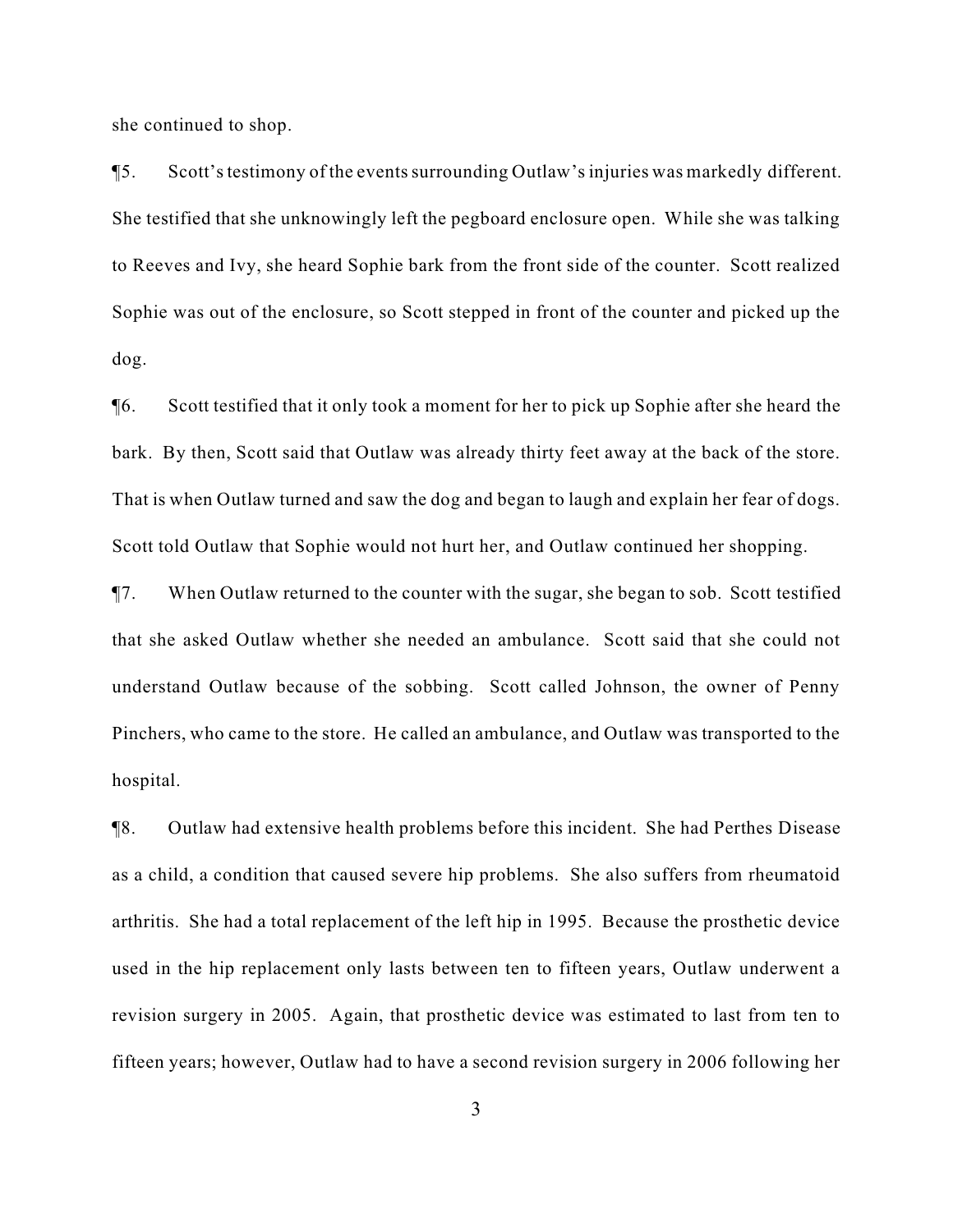she continued to shop.

¶5. Scott's testimony of the events surrounding Outlaw's injuries was markedly different. She testified that she unknowingly left the pegboard enclosure open. While she was talking to Reeves and Ivy, she heard Sophie bark from the front side of the counter. Scott realized Sophie was out of the enclosure, so Scott stepped in front of the counter and picked up the dog.

¶6. Scott testified that it only took a moment for her to pick up Sophie after she heard the bark. By then, Scott said that Outlaw was already thirty feet away at the back of the store. That is when Outlaw turned and saw the dog and began to laugh and explain her fear of dogs. Scott told Outlaw that Sophie would not hurt her, and Outlaw continued her shopping.

¶7. When Outlaw returned to the counter with the sugar, she began to sob. Scott testified that she asked Outlaw whether she needed an ambulance. Scott said that she could not understand Outlaw because of the sobbing. Scott called Johnson, the owner of Penny Pinchers, who came to the store. He called an ambulance, and Outlaw was transported to the hospital.

¶8. Outlaw had extensive health problems before this incident. She had Perthes Disease as a child, a condition that caused severe hip problems. She also suffers from rheumatoid arthritis. She had a total replacement of the left hip in 1995. Because the prosthetic device used in the hip replacement only lasts between ten to fifteen years, Outlaw underwent a revision surgery in 2005. Again, that prosthetic device was estimated to last from ten to fifteen years; however, Outlaw had to have a second revision surgery in 2006 following her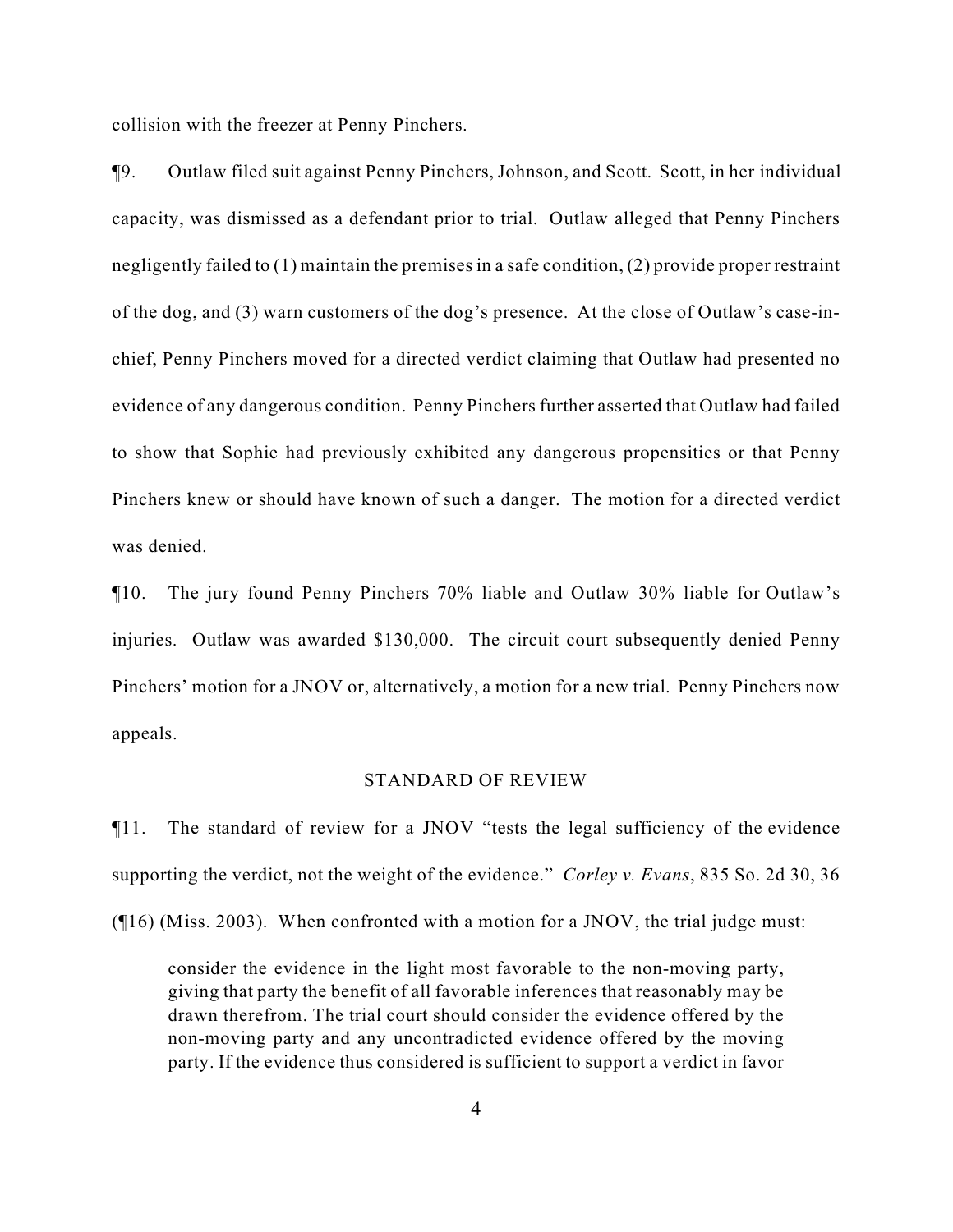collision with the freezer at Penny Pinchers.

¶9. Outlaw filed suit against Penny Pinchers, Johnson, and Scott. Scott, in her individual capacity, was dismissed as a defendant prior to trial. Outlaw alleged that Penny Pinchers negligently failed to (1) maintain the premises in a safe condition, (2) provide proper restraint of the dog, and (3) warn customers of the dog's presence. At the close of Outlaw's case-in-chief, Penny Pinchers moved for a directed verdict claiming that Outlaw had presented no evidence of any dangerous condition. Penny Pinchers further asserted that Outlaw had failed to show that Sophie had previously exhibited any dangerous propensities or that Penny Pinchers knew or should have known of such a danger. The motion for a directed verdict was denied.

¶10. The jury found Penny Pinchers 70% liable and Outlaw 30% liable for Outlaw's injuries. Outlaw was awarded $130,000. The circuit court subsequently denied Penny Pinchers' motion for a JNOV or, alternatively, a motion for a new trial. Penny Pinchers now appeals.

## STANDARD OF REVIEW

¶11. The standard of review for a JNOV "tests the legal sufficiency of the evidence supporting the verdict, not the weight of the evidence." *Corley v. Evans*, 835 So. 2d 30, 36 (¶16) (Miss. 2003). When confronted with a motion for a JNOV, the trial judge must:

> consider the evidence in the light most favorable to the non-moving party, giving that party the benefit of all favorable inferences that reasonably may be drawn therefrom. The trial court should consider the evidence offered by the non-moving party and any uncontradicted evidence offered by the moving party. If the evidence thus considered is sufficient to support a verdict in favor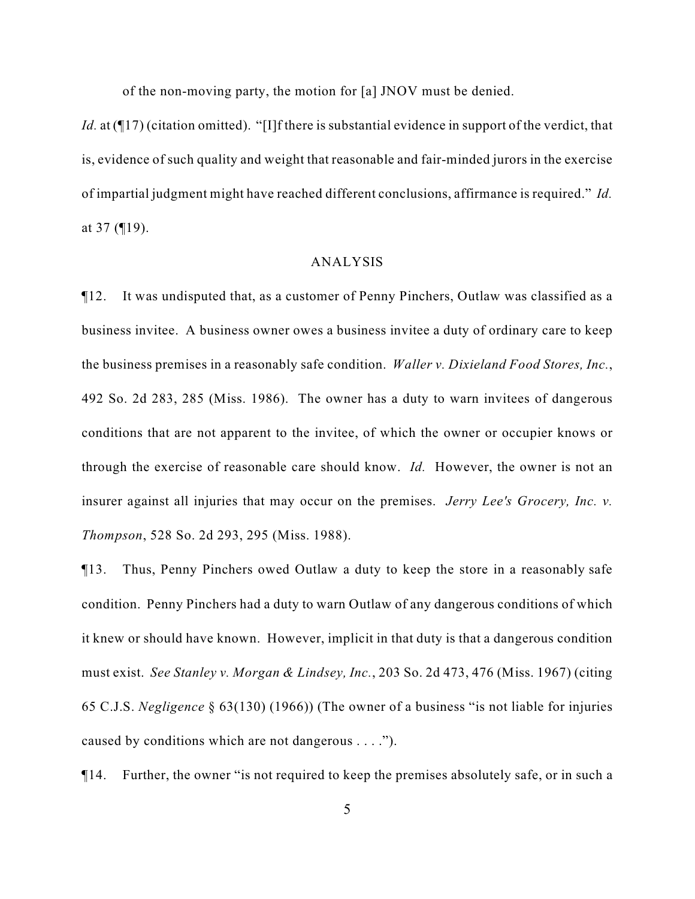of the non-moving party, the motion for [a] JNOV must be denied.

*Id.* at (¶17) (citation omitted). "[I]f there is substantial evidence in support of the verdict, that is, evidence of such quality and weight that reasonable and fair-minded jurors in the exercise of impartial judgment might have reached different conclusions, affirmance is required." *Id.* at 37 (¶19).

## ANALYSIS

¶12. It was undisputed that, as a customer of Penny Pinchers, Outlaw was classified as a business invitee. A business owner owes a business invitee a duty of ordinary care to keep the business premises in a reasonably safe condition. *Waller v. Dixieland Food Stores, Inc.*, 492 So. 2d 283, 285 (Miss. 1986). The owner has a duty to warn invitees of dangerous conditions that are not apparent to the invitee, of which the owner or occupier knows or through the exercise of reasonable care should know. *Id.* However, the owner is not an insurer against all injuries that may occur on the premises. *Jerry Lee's Grocery, Inc. v. Thompson*, 528 So. 2d 293, 295 (Miss. 1988).

¶13. Thus, Penny Pinchers owed Outlaw a duty to keep the store in a reasonably safe condition. Penny Pinchers had a duty to warn Outlaw of any dangerous conditions of which it knew or should have known. However, implicit in that duty is that a dangerous condition must exist. *See Stanley v. Morgan & Lindsey, Inc.*, 203 So. 2d 473, 476 (Miss. 1967) (citing 65 C.J.S. *Negligence* § 63(130) (1966)) (The owner of a business "is not liable for injuries caused by conditions which are not dangerous . . . .").

¶14. Further, the owner "is not required to keep the premises absolutely safe, or in such a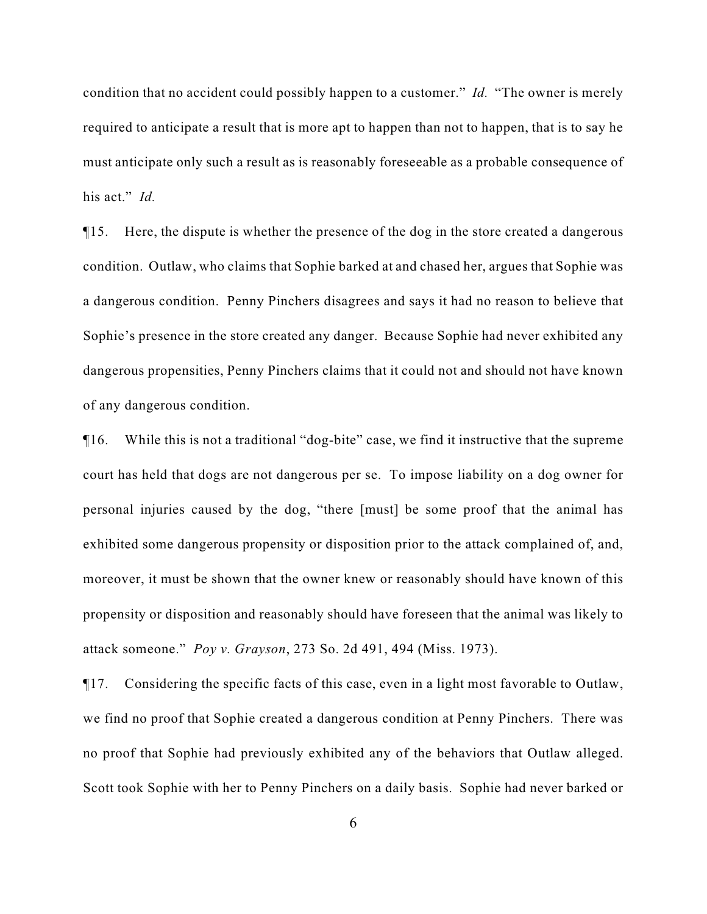condition that no accident could possibly happen to a customer." *Id.* "The owner is merely required to anticipate a result that is more apt to happen than not to happen, that is to say he must anticipate only such a result as is reasonably foreseeable as a probable consequence of his act." *Id.*

¶15. Here, the dispute is whether the presence of the dog in the store created a dangerous condition. Outlaw, who claims that Sophie barked at and chased her, argues that Sophie was a dangerous condition. Penny Pinchers disagrees and says it had no reason to believe that Sophie's presence in the store created any danger. Because Sophie had never exhibited any dangerous propensities, Penny Pinchers claims that it could not and should not have known of any dangerous condition.

¶16. While this is not a traditional "dog-bite" case, we find it instructive that the supreme court has held that dogs are not dangerous per se. To impose liability on a dog owner for personal injuries caused by the dog, "there [must] be some proof that the animal has exhibited some dangerous propensity or disposition prior to the attack complained of, and, moreover, it must be shown that the owner knew or reasonably should have known of this propensity or disposition and reasonably should have foreseen that the animal was likely to attack someone." *Poy v. Grayson*, 273 So. 2d 491, 494 (Miss. 1973).

¶17. Considering the specific facts of this case, even in a light most favorable to Outlaw, we find no proof that Sophie created a dangerous condition at Penny Pinchers. There was no proof that Sophie had previously exhibited any of the behaviors that Outlaw alleged. Scott took Sophie with her to Penny Pinchers on a daily basis. Sophie had never barked or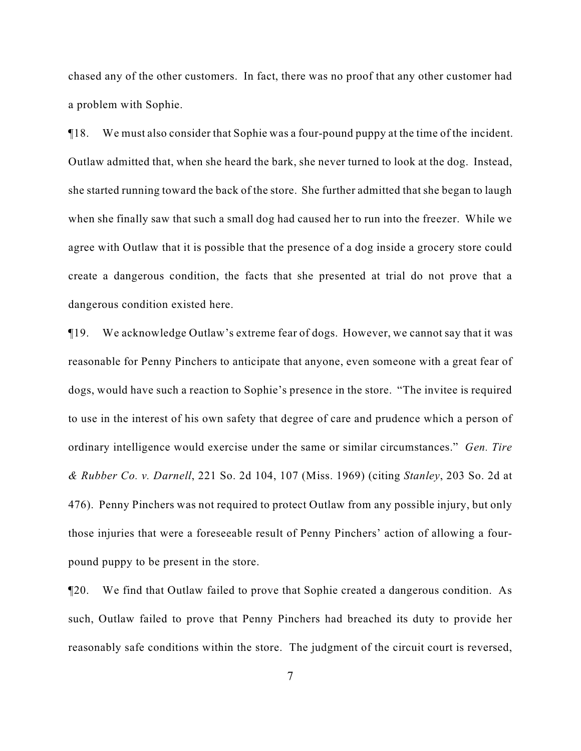chased any of the other customers. In fact, there was no proof that any other customer had a problem with Sophie.

¶18. We must also consider that Sophie was a four-pound puppy at the time of the incident. Outlaw admitted that, when she heard the bark, she never turned to look at the dog. Instead, she started running toward the back of the store. She further admitted that she began to laugh when she finally saw that such a small dog had caused her to run into the freezer. While we agree with Outlaw that it is possible that the presence of a dog inside a grocery store could create a dangerous condition, the facts that she presented at trial do not prove that a dangerous condition existed here.

¶19. We acknowledge Outlaw's extreme fear of dogs. However, we cannot say that it was reasonable for Penny Pinchers to anticipate that anyone, even someone with a great fear of dogs, would have such a reaction to Sophie's presence in the store. "The invitee is required to use in the interest of his own safety that degree of care and prudence which a person of ordinary intelligence would exercise under the same or similar circumstances." *Gen. Tire & Rubber Co. v. Darnell*, 221 So. 2d 104, 107 (Miss. 1969) (citing *Stanley*, 203 So. 2d at 476). Penny Pinchers was not required to protect Outlaw from any possible injury, but only those injuries that were a foreseeable result of Penny Pinchers' action of allowing a four-pound puppy to be present in the store.

¶20. We find that Outlaw failed to prove that Sophie created a dangerous condition. As such, Outlaw failed to prove that Penny Pinchers had breached its duty to provide her reasonably safe conditions within the store. The judgment of the circuit court is reversed,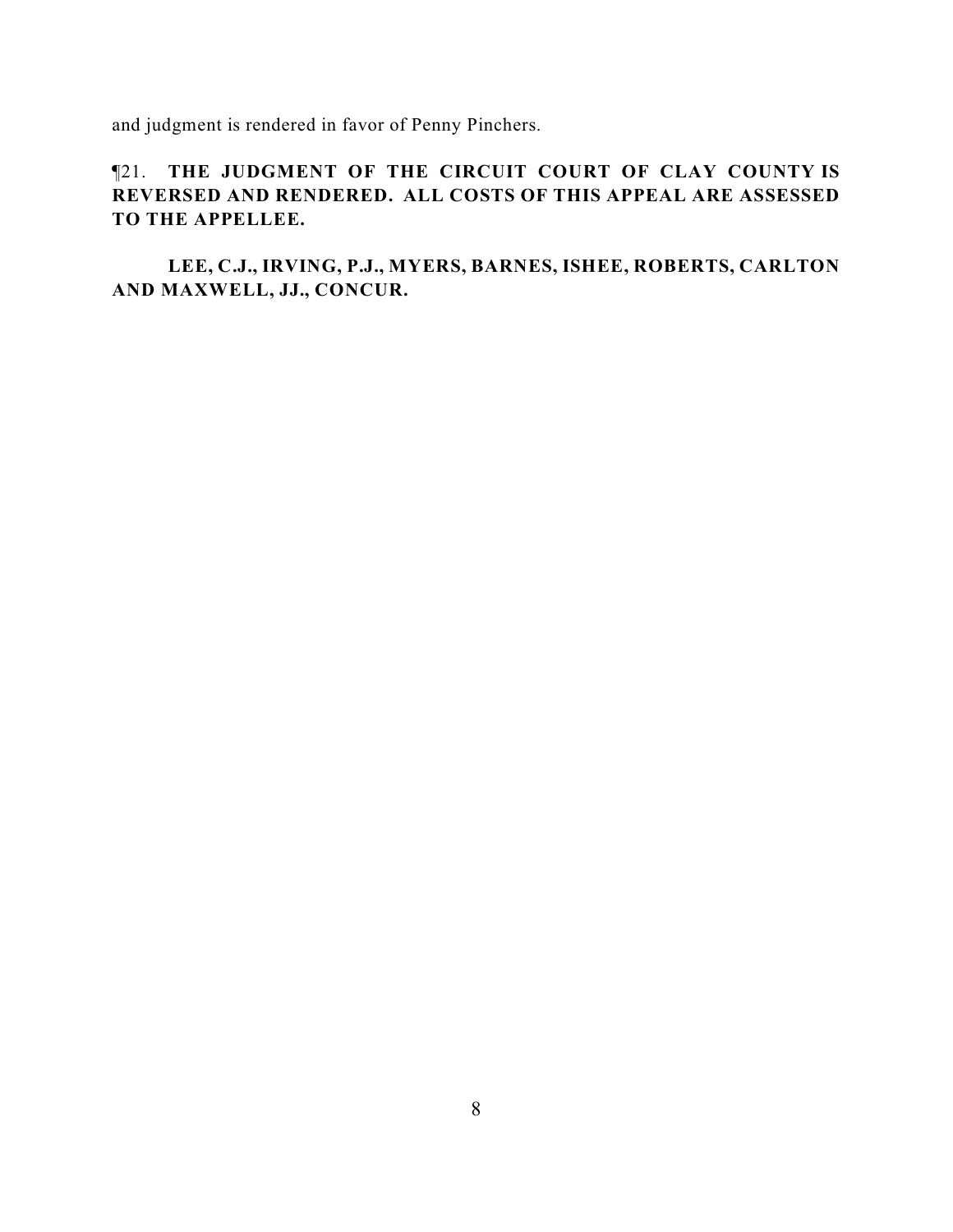and judgment is rendered in favor of Penny Pinchers.

¶21. **THE JUDGMENT OF THE CIRCUIT COURT OF CLAY COUNTY IS REVERSED AND RENDERED. ALL COSTS OF THIS APPEAL ARE ASSESSED TO THE APPELLEE.**

**LEE, C.J., IRVING, P.J., MYERS, BARNES, ISHEE, ROBERTS, CARLTON AND MAXWELL, JJ., CONCUR.**